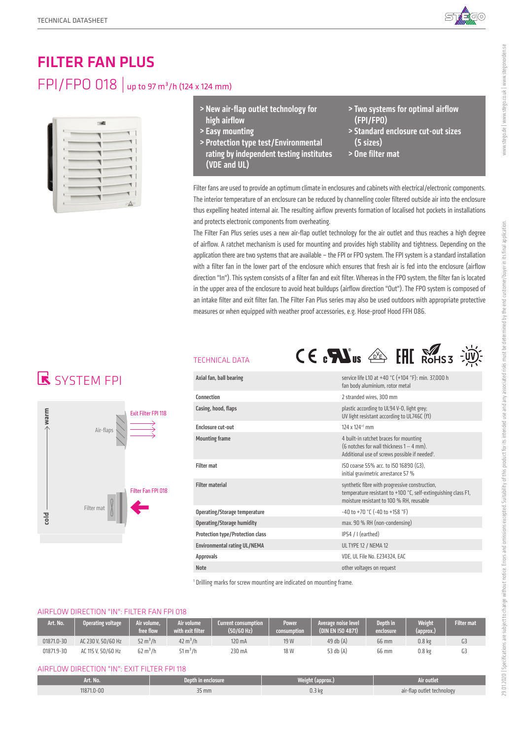# FILTER FAN PLUS

## FPI/FPO 018 | up to 97 m³/h (124 x 124 mm)

- > New air-flap outlet technology for high airflow
- > Easy mounting
- > Protection type test/Environmental rating by independent testing institutes (VDE and UL)
- > Two systems for optimal airflow (FPI/FPO)
- > Standard enclosure cut-out sizes (5 sizes)
- > One filter mat

Filter fans are used to provide an optimum climate in enclosures and cabinets with electrical/electronic components. The interior temperature of an enclosure can be reduced by channelling cooler filtered outside air into the enclosure thus expelling heated internal air. The resulting airflow prevents formation of localised hot pockets in installations and protects electronic components from overheating.

The Filter Fan Plus series uses a new air-flap outlet technology for the air outlet and thus reaches a high degree of airflow. A ratchet mechanism is used for mounting and provides high stability and tightness. Depending on the application there are two systems that are available – the FPI or FPO system. The FPI system is a standard installation with a filter fan in the lower part of the enclosure which ensures that fresh air is fed into the enclosure (airflow direction "In"). This system consists of a filter fan and exit filter. Whereas in the FPO system, the filter fan is located in the upper area of the enclosure to avoid heat buildups (airflow direction "Out"). The FPO system is composed of an intake filter and exit filter fan. The Filter Fan Plus series may also be used outdoors with appropriate protective measures or when equipped with weather proof accessories, e.g. Hose-proof Hood FFH 086.

## SYSTEM FPI

warm → Air-flaps — Exit Filter FPI 118

cold → Filter mat — Filter Fan FPI 018

## TECHNICAL DATA

| | |
|---|---|
| **Axial fan, ball bearing** | service life L10 at +40 °C (+104 °F): min. 37,000 h<br>fan body aluminium, rotor metal |
| **Connection** | 2 stranded wires, 300 mm |
| **Casing, hood, flaps** | plastic according to UL94 V-0, light grey;<br>UV light resistant according to UL746C (f1) |
| **Enclosure cut-out** | 124 x 124+1 mm |
| **Mounting frame** | 4 built-in ratchet braces for mounting<br>(6 notches for wall thickness 1 – 4 mm).<br>Additional use of screws possible if needed[1]. |
| **Filter mat** | ISO coarse 55% acc. to ISO 16890 (G3),<br>initial gravimetric arrestance 57 % |
| **Filter material** | synthetic fibre with progressive construction,<br>temperature resistant to +100 °C, self-extinguishing class F1,<br>moisture resistant to 100 % RH, reusable |
| **Operating/Storage temperature** | -40 to +70 °C (-40 to +158 °F) |
| **Operating/Storage humidity** | max. 90 % RH (non-condensing) |
| **Protection type/Protection class** | IP54 / I (earthed) |
| **Environmental rating UL/NEMA** | UL TYPE 12 / NEMA 12 |
| **Approvals** | VDE, UL File No. E234324, EAC |
| **Note** | other voltages on request |

[1] Drilling marks for screw mounting are indicated on mounting frame.

### AIRFLOW DIRECTION "IN": FILTER FAN FPI 018

| Art. No. | Operating voltage | Air volume, free flow | Air volume with exit filter | Current consumption (50/60 Hz) | Power consumption | Average noise level (DIN EN ISO 4871) | Depth in enclosure | Weight (approx.) | Filter mat |
|---|---|---|---|---|---|---|---|---|---|
| 01871.0-30 | AC 230 V, 50/60 Hz | 52 m³/h | 42 m³/h | 120 mA | 19 W | 49 db (A) | 66 mm | 0.8 kg | G3 |
| 01871.9-30 | AC 115 V, 50/60 Hz | 62 m³/h | 51 m³/h | 230 mA | 18 W | 53 db (A) | 66 mm | 0.8 kg | G3 |

### AIRFLOW DIRECTION "IN": EXIT FILTER FPI 118

| Art. No. | Depth in enclosure | Weight (approx.) | Air outlet |
|---|---|---|---|
| 11871.0-00 | 35 mm | 0.3 kg | air-flap outlet technology |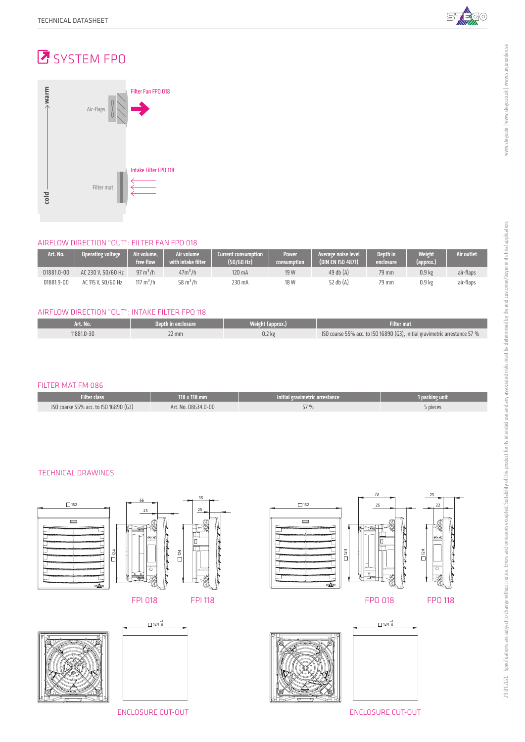# SYSTEM FPO

warm

cold

Air-flaps

Filter mat

Filter Fan FPO 018

Intake Filter FPO 118

## AIRFLOW DIRECTION "OUT": FILTER FAN FPO 018

| Art. No. | Operating voltage | Air volume, free flow | Air volume with intake filter | Current consumption (50/60 Hz) | Power consumption | Average noise level (DIN EN ISO 4871) | Depth in enclosure | Weight (approx.) | Air outlet |
|---|---|---|---|---|---|---|---|---|---|
| 01881.0-00 | AC 230 V, 50/60 Hz | 97 $m^3/h$ | 47$m^3/h$ | 120 mA | 19 W | 49 db (A) | 79 mm | 0.9 kg | air-flaps |
| 01881.9-00 | AC 115 V, 50/60 Hz | 117 $m^3/h$ | 58 $m^3/h$ | 230 mA | 18 W | 52 db (A) | 79 mm | 0.9 kg | air-flaps |

## AIRFLOW DIRECTION "OUT": INTAKE FILTER FPO 118

| Art. No. | Depth in enclosure | Weight (approx.) | Filter mat |
|---|---|---|---|
| 11881.0-30 | 22 mm | 0.2 kg | ISO coarse 55% acc. to ISO 16890 (G3), initial gravimetric arrestance 57 % |

## FILTER MAT FM 086

| Filter class | 118 x 118 mm | Initial gravimetric arrestance | 1 packing unit |
|---|---|---|---|
| ISO coarse 55% acc. to ISO 16890 (G3) | Art. No. 08634.0-00 | 57 % | 5 pieces |

## TECHNICAL DRAWINGS

□152

66

25

35

25

124

FPI 018

FPI 118

□124 $^{+1}_{0}$

ENCLOSURE CUT-OUT

□152

79

25

25

22

124

FPO 018

FPO 118

□124 $^{+1}_{0}$

ENCLOSURE CUT-OUT

29.01.2020 | Specifications are subject to change without notice. Errors and omissions excepted. Suitability of this product for its intended use and any associated risks must be determined by the end customer/buyer in its final application. www.stego.de | www.stego.co.uk | www.stegonorden.se